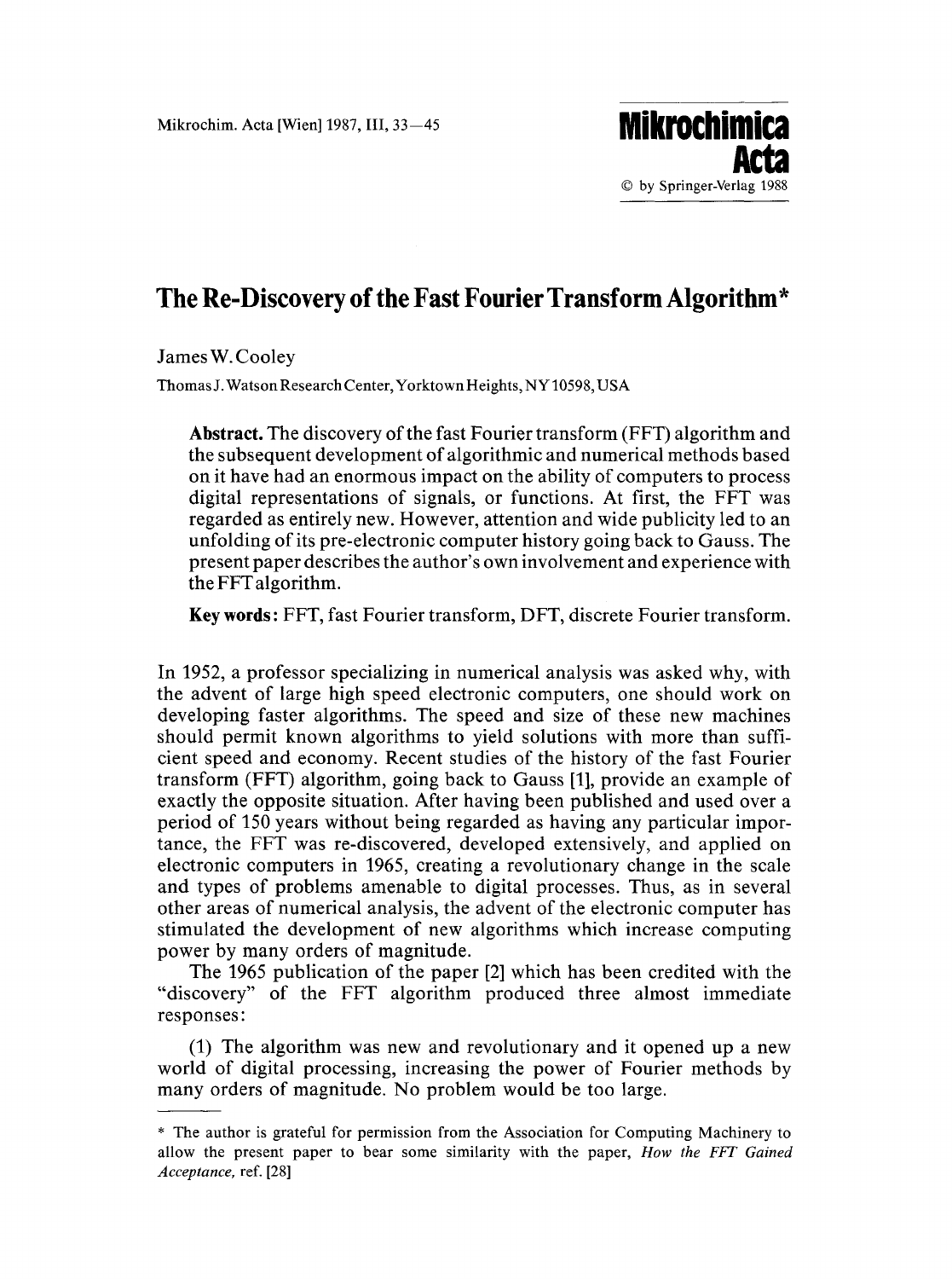# The Re-Discovery of the Fast Fourier Transform Algorithm*

James W. Cooley

Thomas J. Watson Research Center, Yorktown Heights, NY 10598, USA

**Abstract.** The discovery of the fast Fourier transform (FFT) algorithm and the subsequent development of algorithmic and numerical methods based on it have had an enormous impact on the ability of computers to process digital representations of signals, or functions. At first, the FFT was regarded as entirely new. However, attention and wide publicity led to an unfolding of its pre-electronic computer history going back to Gauss. The present paper describes the author's own involvement and experience with the FFT algorithm.

**Key words:** FFT, fast Fourier transform, DFT, discrete Fourier transform.

In 1952, a professor specializing in numerical analysis was asked why, with the advent of large high speed electronic computers, one should work on developing faster algorithms. The speed and size of these new machines should permit known algorithms to yield solutions with more than sufficient speed and economy. Recent studies of the history of the fast Fourier transform (FFT) algorithm, going back to Gauss [1], provide an example of exactly the opposite situation. After having been published and used over a period of 150 years without being regarded as having any particular importance, the FFT was re-discovered, developed extensively, and applied on electronic computers in 1965, creating a revolutionary change in the scale and types of problems amenable to digital processes. Thus, as in several other areas of numerical analysis, the advent of the electronic computer has stimulated the development of new algorithms which increase computing power by many orders of magnitude.

The 1965 publication of the paper [2] which has been credited with the "discovery" of the FFT algorithm produced three almost immediate responses:

(1) The algorithm was new and revolutionary and it opened up a new world of digital processing, increasing the power of Fourier methods by many orders of magnitude. No problem would be too large.

---

* The author is grateful for permission from the Association for Computing Machinery to allow the present paper to bear some similarity with the paper, *How the FFT Gained Acceptance*, ref. [28]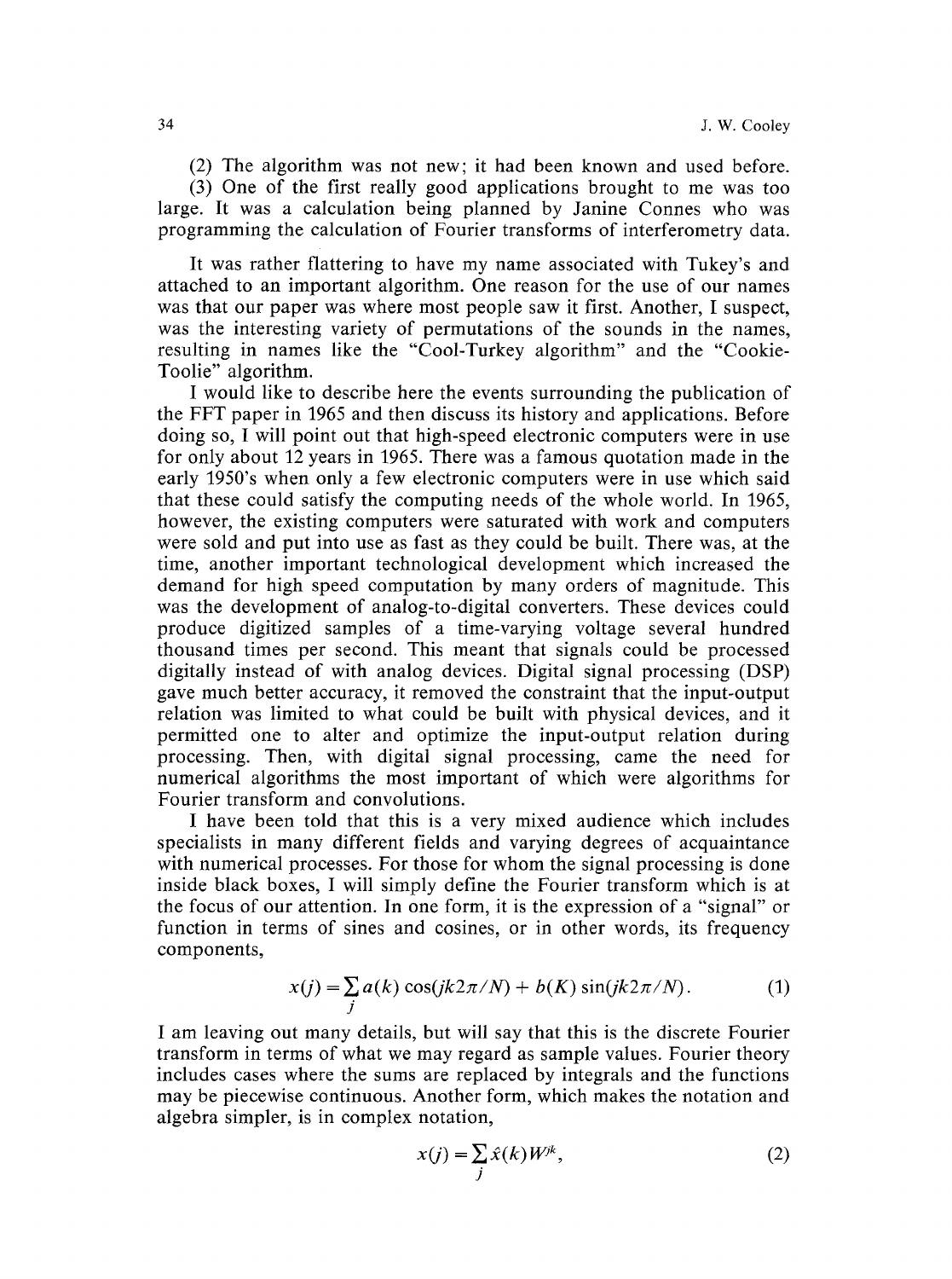(2) The algorithm was not new; it had been known and used before.

(3) One of the first really good applications brought to me was too large. It was a calculation being planned by Janine Connes who was programming the calculation of Fourier transforms of interferometry data.

It was rather flattering to have my name associated with Tukey's and attached to an important algorithm. One reason for the use of our names was that our paper was where most people saw it first. Another, I suspect, was the interesting variety of permutations of the sounds in the names, resulting in names like the "Cool-Turkey algorithm" and the "Cookie-Toolie" algorithm.

I would like to describe here the events surrounding the publication of the FFT paper in 1965 and then discuss its history and applications. Before doing so, I will point out that high-speed electronic computers were in use for only about 12 years in 1965. There was a famous quotation made in the early 1950's when only a few electronic computers were in use which said that these could satisfy the computing needs of the whole world. In 1965, however, the existing computers were saturated with work and computers were sold and put into use as fast as they could be built. There was, at the time, another important technological development which increased the demand for high speed computation by many orders of magnitude. This was the development of analog-to-digital converters. These devices could produce digitized samples of a time-varying voltage several hundred thousand times per second. This meant that signals could be processed digitally instead of with analog devices. Digital signal processing (DSP) gave much better accuracy, it removed the constraint that the input-output relation was limited to what could be built with physical devices, and it permitted one to alter and optimize the input-output relation during processing. Then, with digital signal processing, came the need for numerical algorithms the most important of which were algorithms for Fourier transform and convolutions.

I have been told that this is a very mixed audience which includes specialists in many different fields and varying degrees of acquaintance with numerical processes. For those for whom the signal processing is done inside black boxes, I will simply define the Fourier transform which is at the focus of our attention. In one form, it is the expression of a "signal" or function in terms of sines and cosines, or in other words, its frequency components,

$$x(j) = \sum_{j} a(k)\cos(jk2\pi/N) + b(K)\sin(jk2\pi/N). \tag{1}$$

I am leaving out many details, but will say that this is the discrete Fourier transform in terms of what we may regard as sample values. Fourier theory includes cases where the sums are replaced by integrals and the functions may be piecewise continuous. Another form, which makes the notation and algebra simpler, is in complex notation,

$$x(j) = \sum_{j} \hat{x}(k) W^{jk}, \tag{2}$$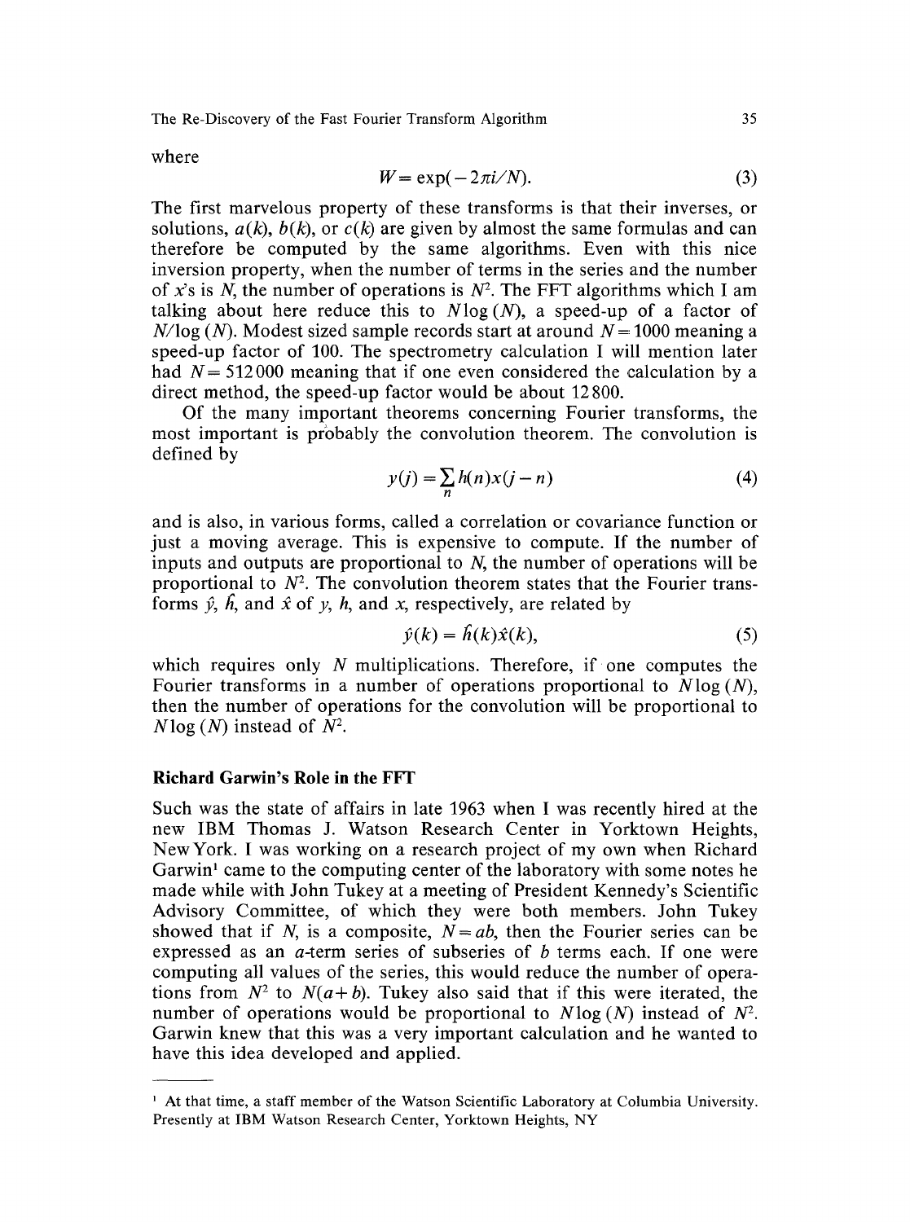where

$$W = \exp(-2\pi i/N). \tag{3}$$

The first marvelous property of these transforms is that their inverses, or solutions, $a(k)$, $b(k)$, or $c(k)$ are given by almost the same formulas and can therefore be computed by the same algorithms. Even with this nice inversion property, when the number of terms in the series and the number of $x$'s is $N$, the number of operations is $N^2$. The FFT algorithms which I am talking about here reduce this to $N\log(N)$, a speed-up of a factor of $N/\log(N)$. Modest sized sample records start at around $N = 1000$ meaning a speed-up factor of 100. The spectrometry calculation I will mention later had $N = 512\,000$ meaning that if one even considered the calculation by a direct method, the speed-up factor would be about 12 800.

Of the many important theorems concerning Fourier transforms, the most important is probably the convolution theorem. The convolution is defined by

$$y(j) = \sum_n h(n)x(j-n) \tag{4}$$

and is also, in various forms, called a correlation or covariance function or just a moving average. This is expensive to compute. If the number of inputs and outputs are proportional to $N$, the number of operations will be proportional to $N^2$. The convolution theorem states that the Fourier transforms $\hat{y}$, $\hat{h}$, and $\hat{x}$ of $y$, $h$, and $x$, respectively, are related by

$$\hat{y}(k) = \hat{h}(k)\hat{x}(k), \tag{5}$$

which requires only $N$ multiplications. Therefore, if one computes the Fourier transforms in a number of operations proportional to $N\log(N)$, then the number of operations for the convolution will be proportional to $N\log(N)$ instead of $N^2$.

## Richard Garwin's Role in the FFT

Such was the state of affairs in late 1963 when I was recently hired at the new IBM Thomas J. Watson Research Center in Yorktown Heights, New York. I was working on a research project of my own when Richard Garwin[1] came to the computing center of the laboratory with some notes he made while with John Tukey at a meeting of President Kennedy's Scientific Advisory Committee, of which they were both members. John Tukey showed that if $N$, is a composite, $N = ab$, then the Fourier series can be expressed as an $a$-term series of subseries of $b$ terms each. If one were computing all values of the series, this would reduce the number of operations from $N^2$ to $N(a+b)$. Tukey also said that if this were iterated, the number of operations would be proportional to $N\log(N)$ instead of $N^2$. Garwin knew that this was a very important calculation and he wanted to have this idea developed and applied.

---

[1] At that time, a staff member of the Watson Scientific Laboratory at Columbia University. Presently at IBM Watson Research Center, Yorktown Heights, NY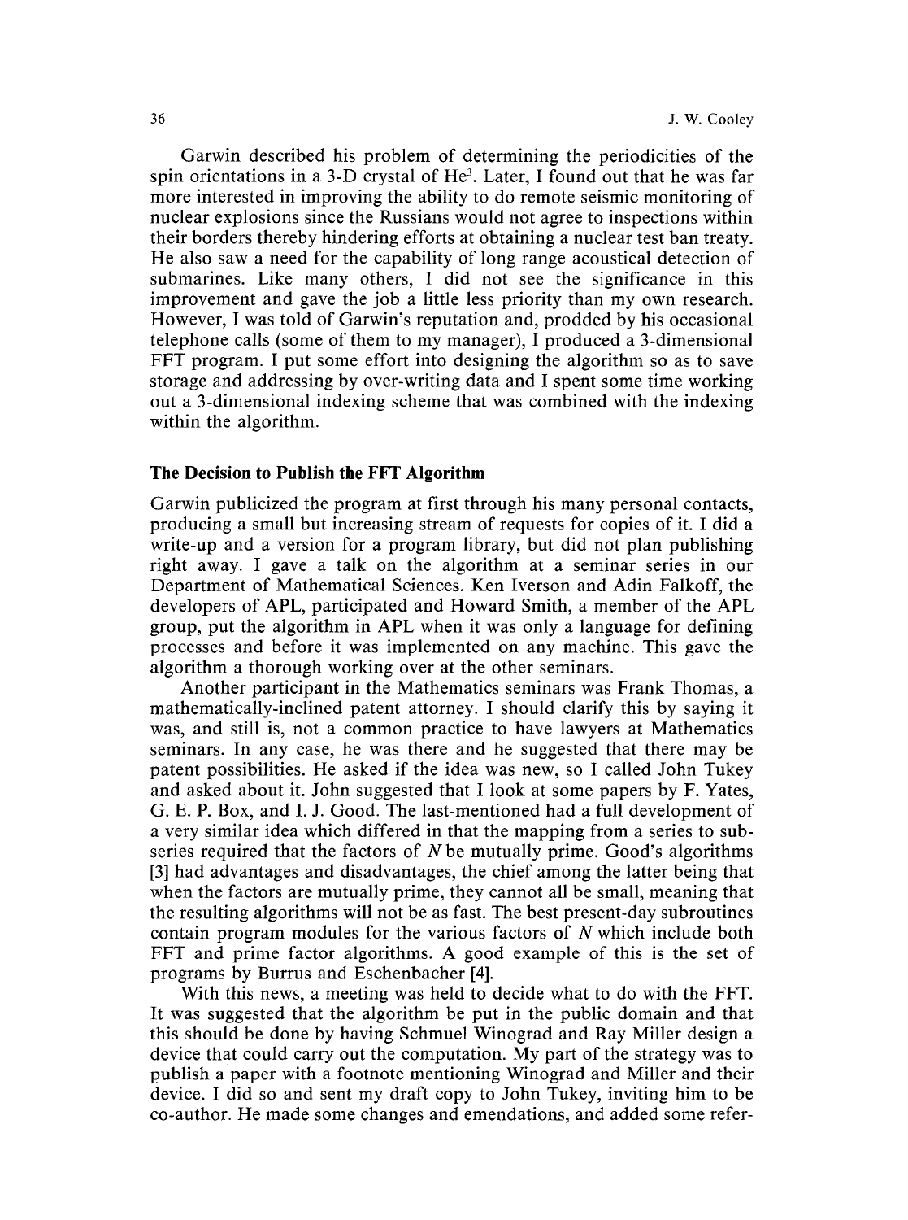Garwin described his problem of determining the periodicities of the spin orientations in a 3-D crystal of $He^3$. Later, I found out that he was far more interested in improving the ability to do remote seismic monitoring of nuclear explosions since the Russians would not agree to inspections within their borders thereby hindering efforts at obtaining a nuclear test ban treaty. He also saw a need for the capability of long range acoustical detection of submarines. Like many others, I did not see the significance in this improvement and gave the job a little less priority than my own research. However, I was told of Garwin's reputation and, prodded by his occasional telephone calls (some of them to my manager), I produced a 3-dimensional FFT program. I put some effort into designing the algorithm so as to save storage and addressing by over-writing data and I spent some time working out a 3-dimensional indexing scheme that was combined with the indexing within the algorithm.

### The Decision to Publish the FFT Algorithm

Garwin publicized the program at first through his many personal contacts, producing a small but increasing stream of requests for copies of it. I did a write-up and a version for a program library, but did not plan publishing right away. I gave a talk on the algorithm at a seminar series in our Department of Mathematical Sciences. Ken Iverson and Adin Falkoff, the developers of APL, participated and Howard Smith, a member of the APL group, put the algorithm in APL when it was only a language for defining processes and before it was implemented on any machine. This gave the algorithm a thorough working over at the other seminars.

Another participant in the Mathematics seminars was Frank Thomas, a mathematically-inclined patent attorney. I should clarify this by saying it was, and still is, not a common practice to have lawyers at Mathematics seminars. In any case, he was there and he suggested that there may be patent possibilities. He asked if the idea was new, so I called John Tukey and asked about it. John suggested that I look at some papers by F. Yates, G. E. P. Box, and I. J. Good. The last-mentioned had a full development of a very similar idea which differed in that the mapping from a series to sub-series required that the factors of $N$ be mutually prime. Good's algorithms [3] had advantages and disadvantages, the chief among the latter being that when the factors are mutually prime, they cannot all be small, meaning that the resulting algorithms will not be as fast. The best present-day subroutines contain program modules for the various factors of $N$ which include both FFT and prime factor algorithms. A good example of this is the set of programs by Burrus and Eschenbacher [4].

With this news, a meeting was held to decide what to do with the FFT. It was suggested that the algorithm be put in the public domain and that this should be done by having Schmuel Winograd and Ray Miller design a device that could carry out the computation. My part of the strategy was to publish a paper with a footnote mentioning Winograd and Miller and their device. I did so and sent my draft copy to John Tukey, inviting him to be co-author. He made some changes and emendations, and added some refer-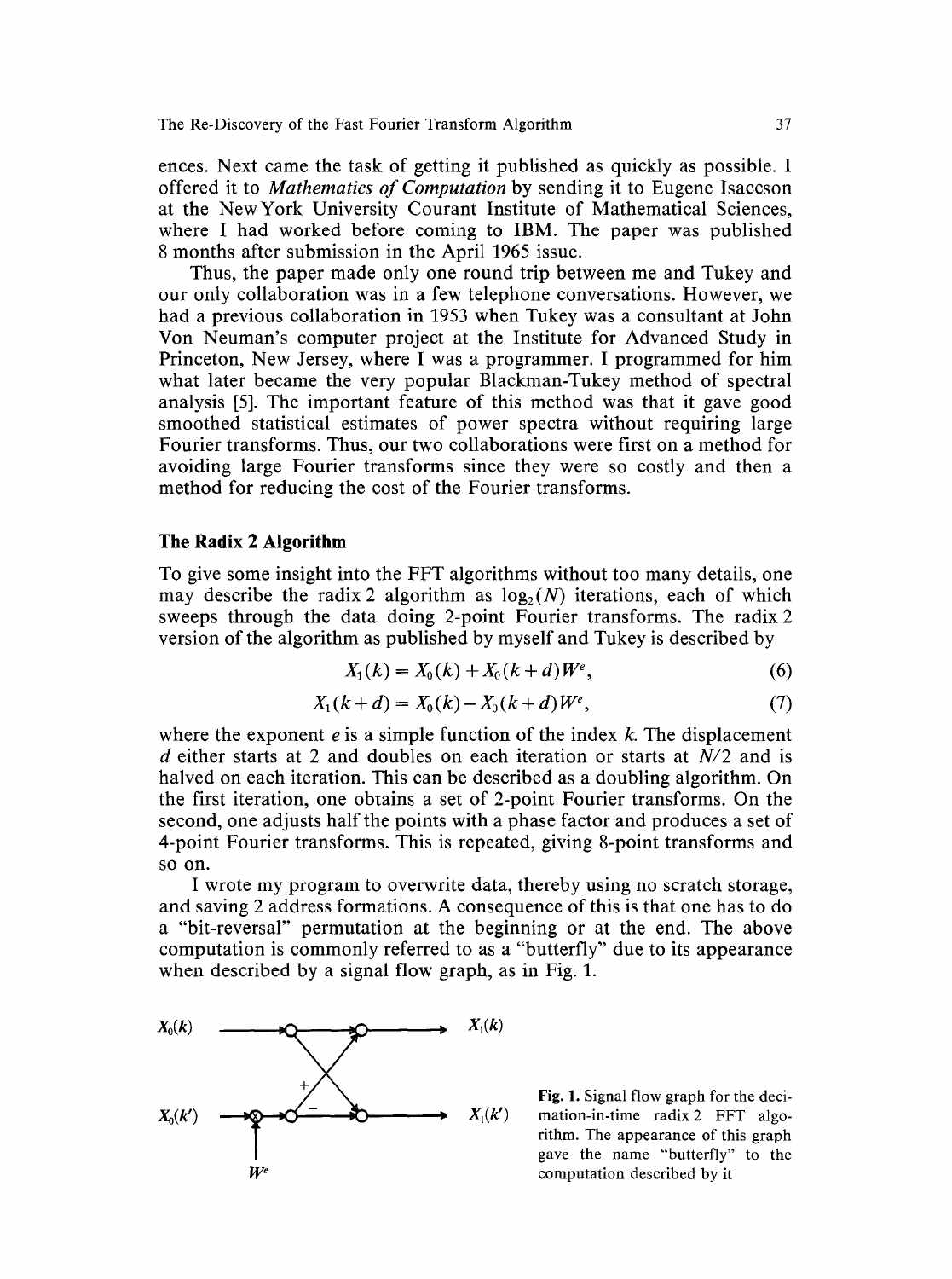ences. Next came the task of getting it published as quickly as possible. I offered it to *Mathematics of Computation* by sending it to Eugene Isaccson at the New York University Courant Institute of Mathematical Sciences, where I had worked before coming to IBM. The paper was published 8 months after submission in the April 1965 issue.

Thus, the paper made only one round trip between me and Tukey and our only collaboration was in a few telephone conversations. However, we had a previous collaboration in 1953 when Tukey was a consultant at John Von Neuman's computer project at the Institute for Advanced Study in Princeton, New Jersey, where I was a programmer. I programmed for him what later became the very popular Blackman-Tukey method of spectral analysis [5]. The important feature of this method was that it gave good smoothed statistical estimates of power spectra without requiring large Fourier transforms. Thus, our two collaborations were first on a method for avoiding large Fourier transforms since they were so costly and then a method for reducing the cost of the Fourier transforms.

## The Radix 2 Algorithm

To give some insight into the FFT algorithms without too many details, one may describe the radix 2 algorithm as $\log_2(N)$ iterations, each of which sweeps through the data doing 2-point Fourier transforms. The radix 2 version of the algorithm as published by myself and Tukey is described by

$$X_1(k) = X_0(k) + X_0(k+d)W^e, \tag{6}$$

$$X_1(k+d) = X_0(k) - X_0(k+d)W^e, \tag{7}$$

where the exponent $e$ is a simple function of the index $k$. The displacement $d$ either starts at 2 and doubles on each iteration or starts at $N/2$ and is halved on each iteration. This can be described as a doubling algorithm. On the first iteration, one obtains a set of 2-point Fourier transforms. On the second, one adjusts half the points with a phase factor and produces a set of 4-point Fourier transforms. This is repeated, giving 8-point transforms and so on.

I wrote my program to overwrite data, thereby using no scratch storage, and saving 2 address formations. A consequence of this is that one has to do a "bit-reversal" permutation at the beginning or at the end. The above computation is commonly referred to as a "butterfly" due to its appearance when described by a signal flow graph, as in Fig. 1.

Fig. 1. Signal flow graph for the decimation-in-time radix 2 FFT algorithm. The appearance of this graph gave the name "butterfly" to the computation described by it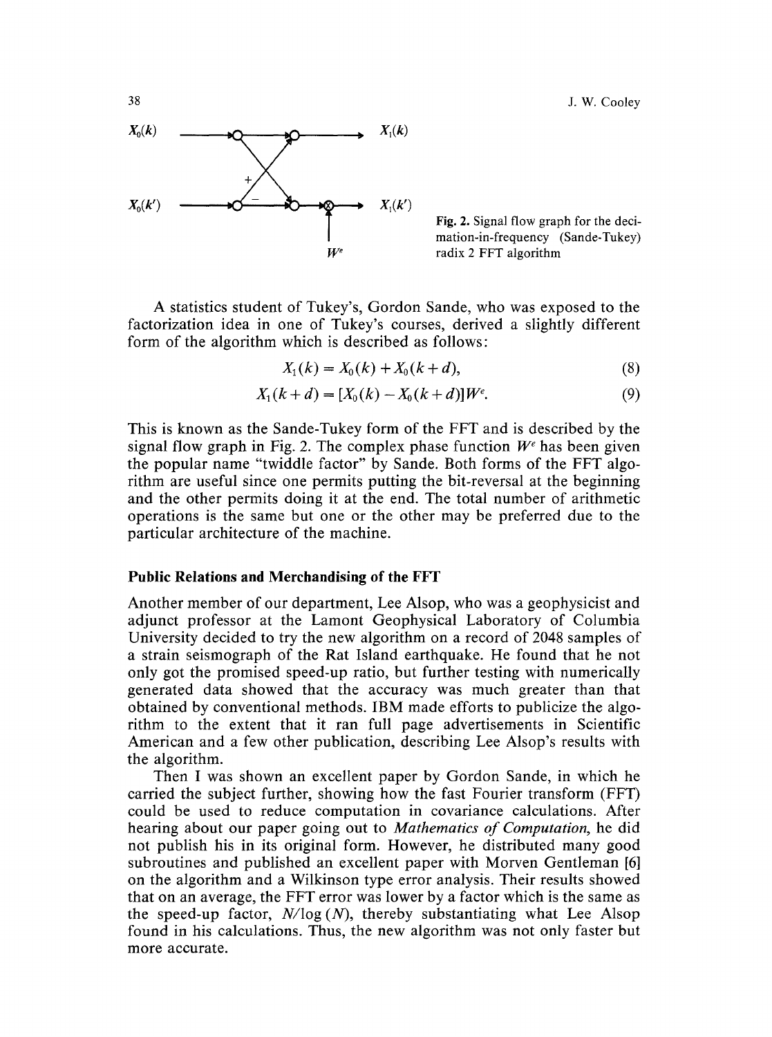X_0(k)
X_1(k)
X_0(k')
X_1(k')
+
−
W^e

Fig. 2. Signal flow graph for the decimation-in-frequency (Sande-Tukey) radix 2 FFT algorithm

A statistics student of Tukey's, Gordon Sande, who was exposed to the factorization idea in one of Tukey's courses, derived a slightly different form of the algorithm which is described as follows:

$$X_1(k) = X_0(k) + X_0(k+d), \tag{8}$$

$$X_1(k+d) = [X_0(k) - X_0(k+d)]W^e. \tag{9}$$

This is known as the Sande-Tukey form of the FFT and is described by the signal flow graph in Fig. 2. The complex phase function $W^e$ has been given the popular name "twiddle factor" by Sande. Both forms of the FFT algorithm are useful since one permits putting the bit-reversal at the beginning and the other permits doing it at the end. The total number of arithmetic operations is the same but one or the other may be preferred due to the particular architecture of the machine.

### Public Relations and Merchandising of the FFT

Another member of our department, Lee Alsop, who was a geophysicist and adjunct professor at the Lamont Geophysical Laboratory of Columbia University decided to try the new algorithm on a record of 2048 samples of a strain seismograph of the Rat Island earthquake. He found that he not only got the promised speed-up ratio, but further testing with numerically generated data showed that the accuracy was much greater than that obtained by conventional methods. IBM made efforts to publicize the algorithm to the extent that it ran full page advertisements in Scientific American and a few other publication, describing Lee Alsop's results with the algorithm.

Then I was shown an excellent paper by Gordon Sande, in which he carried the subject further, showing how the fast Fourier transform (FFT) could be used to reduce computation in covariance calculations. After hearing about our paper going out to *Mathematics of Computation*, he did not publish his in its original form. However, he distributed many good subroutines and published an excellent paper with Morven Gentleman [6] on the algorithm and a Wilkinson type error analysis. Their results showed that on an average, the FFT error was lower by a factor which is the same as the speed-up factor, $N/\log(N)$, thereby substantiating what Lee Alsop found in his calculations. Thus, the new algorithm was not only faster but more accurate.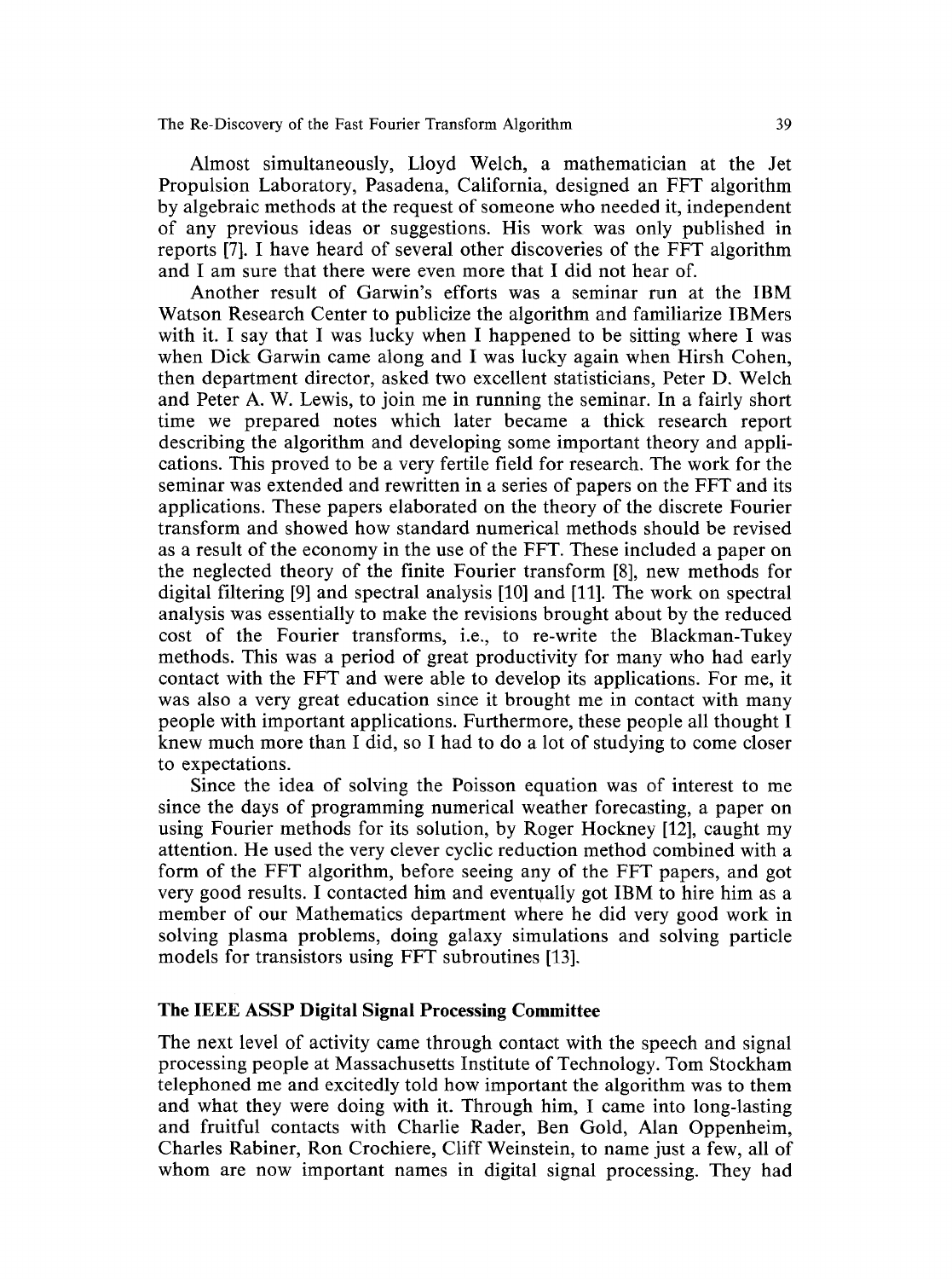Almost simultaneously, Lloyd Welch, a mathematician at the Jet Propulsion Laboratory, Pasadena, California, designed an FFT algorithm by algebraic methods at the request of someone who needed it, independent of any previous ideas or suggestions. His work was only published in reports [7]. I have heard of several other discoveries of the FFT algorithm and I am sure that there were even more that I did not hear of.

Another result of Garwin's efforts was a seminar run at the IBM Watson Research Center to publicize the algorithm and familiarize IBMers with it. I say that I was lucky when I happened to be sitting where I was when Dick Garwin came along and I was lucky again when Hirsh Cohen, then department director, asked two excellent statisticians, Peter D. Welch and Peter A. W. Lewis, to join me in running the seminar. In a fairly short time we prepared notes which later became a thick research report describing the algorithm and developing some important theory and applications. This proved to be a very fertile field for research. The work for the seminar was extended and rewritten in a series of papers on the FFT and its applications. These papers elaborated on the theory of the discrete Fourier transform and showed how standard numerical methods should be revised as a result of the economy in the use of the FFT. These included a paper on the neglected theory of the finite Fourier transform [8], new methods for digital filtering [9] and spectral analysis [10] and [11]. The work on spectral analysis was essentially to make the revisions brought about by the reduced cost of the Fourier transforms, i.e., to re-write the Blackman-Tukey methods. This was a period of great productivity for many who had early contact with the FFT and were able to develop its applications. For me, it was also a very great education since it brought me in contact with many people with important applications. Furthermore, these people all thought I knew much more than I did, so I had to do a lot of studying to come closer to expectations.

Since the idea of solving the Poisson equation was of interest to me since the days of programming numerical weather forecasting, a paper on using Fourier methods for its solution, by Roger Hockney [12], caught my attention. He used the very clever cyclic reduction method combined with a form of the FFT algorithm, before seeing any of the FFT papers, and got very good results. I contacted him and eventually got IBM to hire him as a member of our Mathematics department where he did very good work in solving plasma problems, doing galaxy simulations and solving particle models for transistors using FFT subroutines [13].

## The IEEE ASSP Digital Signal Processing Committee

The next level of activity came through contact with the speech and signal processing people at Massachusetts Institute of Technology. Tom Stockham telephoned me and excitedly told how important the algorithm was to them and what they were doing with it. Through him, I came into long-lasting and fruitful contacts with Charlie Rader, Ben Gold, Alan Oppenheim, Charles Rabiner, Ron Crochiere, Cliff Weinstein, to name just a few, all of whom are now important names in digital signal processing. They had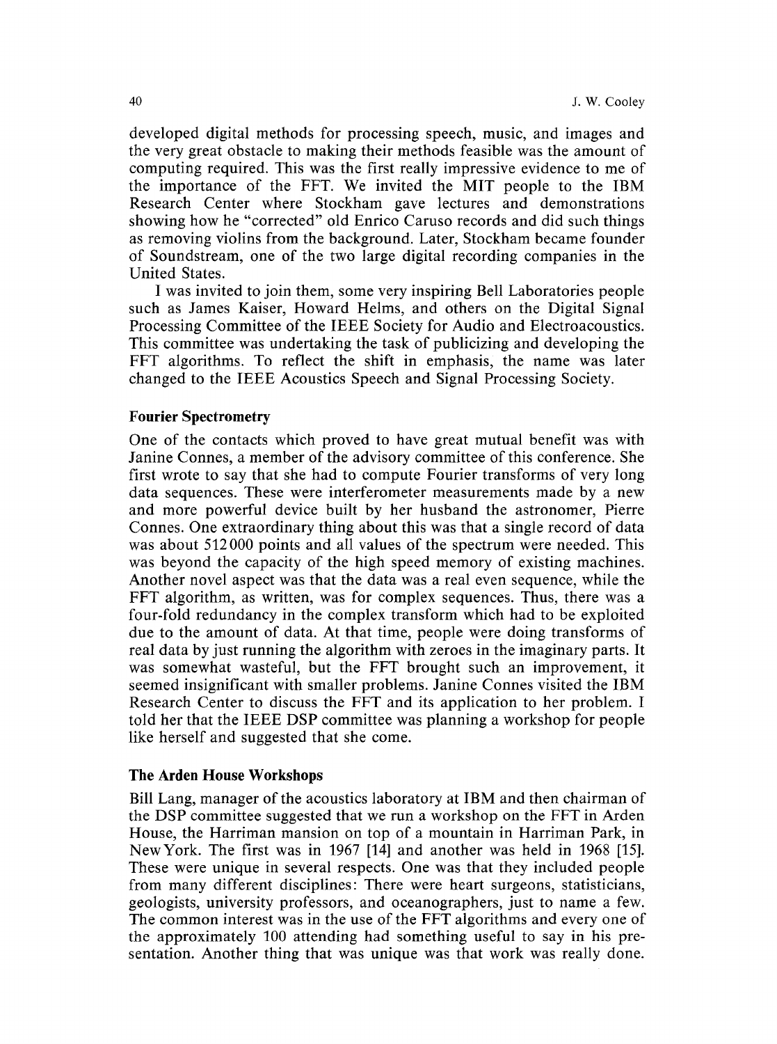developed digital methods for processing speech, music, and images and the very great obstacle to making their methods feasible was the amount of computing required. This was the first really impressive evidence to me of the importance of the FFT. We invited the MIT people to the IBM Research Center where Stockham gave lectures and demonstrations showing how he "corrected" old Enrico Caruso records and did such things as removing violins from the background. Later, Stockham became founder of Soundstream, one of the two large digital recording companies in the United States.

I was invited to join them, some very inspiring Bell Laboratories people such as James Kaiser, Howard Helms, and others on the Digital Signal Processing Committee of the IEEE Society for Audio and Electroacoustics. This committee was undertaking the task of publicizing and developing the FFT algorithms. To reflect the shift in emphasis, the name was later changed to the IEEE Acoustics Speech and Signal Processing Society.

### Fourier Spectrometry

One of the contacts which proved to have great mutual benefit was with Janine Connes, a member of the advisory committee of this conference. She first wrote to say that she had to compute Fourier transforms of very long data sequences. These were interferometer measurements made by a new and more powerful device built by her husband the astronomer, Pierre Connes. One extraordinary thing about this was that a single record of data was about 512 000 points and all values of the spectrum were needed. This was beyond the capacity of the high speed memory of existing machines. Another novel aspect was that the data was a real even sequence, while the FFT algorithm, as written, was for complex sequences. Thus, there was a four-fold redundancy in the complex transform which had to be exploited due to the amount of data. At that time, people were doing transforms of real data by just running the algorithm with zeroes in the imaginary parts. It was somewhat wasteful, but the FFT brought such an improvement, it seemed insignificant with smaller problems. Janine Connes visited the IBM Research Center to discuss the FFT and its application to her problem. I told her that the IEEE DSP committee was planning a workshop for people like herself and suggested that she come.

### The Arden House Workshops

Bill Lang, manager of the acoustics laboratory at IBM and then chairman of the DSP committee suggested that we run a workshop on the FFT in Arden House, the Harriman mansion on top of a mountain in Harriman Park, in New York. The first was in 1967 [14] and another was held in 1968 [15]. These were unique in several respects. One was that they included people from many different disciplines: There were heart surgeons, statisticians, geologists, university professors, and oceanographers, just to name a few. The common interest was in the use of the FFT algorithms and every one of the approximately 100 attending had something useful to say in his presentation. Another thing that was unique was that work was really done.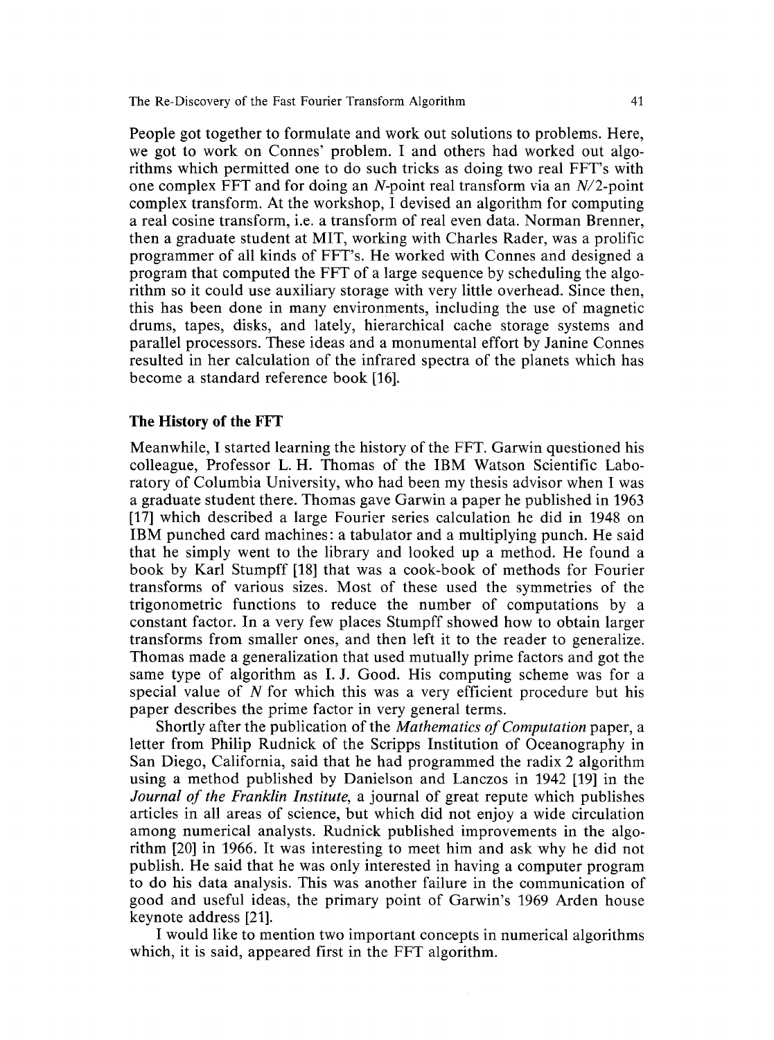People got together to formulate and work out solutions to problems. Here, we got to work on Connes' problem. I and others had worked out algorithms which permitted one to do such tricks as doing two real FFT's with one complex FFT and for doing an $N$-point real transform via an $N/2$-point complex transform. At the workshop, I devised an algorithm for computing a real cosine transform, i.e. a transform of real even data. Norman Brenner, then a graduate student at MIT, working with Charles Rader, was a prolific programmer of all kinds of FFT's. He worked with Connes and designed a program that computed the FFT of a large sequence by scheduling the algorithm so it could use auxiliary storage with very little overhead. Since then, this has been done in many environments, including the use of magnetic drums, tapes, disks, and lately, hierarchical cache storage systems and parallel processors. These ideas and a monumental effort by Janine Connes resulted in her calculation of the infrared spectra of the planets which has become a standard reference book [16].

## The History of the FFT

Meanwhile, I started learning the history of the FFT. Garwin questioned his colleague, Professor L. H. Thomas of the IBM Watson Scientific Laboratory of Columbia University, who had been my thesis advisor when I was a graduate student there. Thomas gave Garwin a paper he published in 1963 [17] which described a large Fourier series calculation he did in 1948 on IBM punched card machines: a tabulator and a multiplying punch. He said that he simply went to the library and looked up a method. He found a book by Karl Stumpff [18] that was a cook-book of methods for Fourier transforms of various sizes. Most of these used the symmetries of the trigonometric functions to reduce the number of computations by a constant factor. In a very few places Stumpff showed how to obtain larger transforms from smaller ones, and then left it to the reader to generalize. Thomas made a generalization that used mutually prime factors and got the same type of algorithm as I. J. Good. His computing scheme was for a special value of $N$ for which this was a very efficient procedure but his paper describes the prime factor in very general terms.

Shortly after the publication of the *Mathematics of Computation* paper, a letter from Philip Rudnick of the Scripps Institution of Oceanography in San Diego, California, said that he had programmed the radix 2 algorithm using a method published by Danielson and Lanczos in 1942 [19] in the *Journal of the Franklin Institute*, a journal of great repute which publishes articles in all areas of science, but which did not enjoy a wide circulation among numerical analysts. Rudnick published improvements in the algorithm [20] in 1966. It was interesting to meet him and ask why he did not publish. He said that he was only interested in having a computer program to do his data analysis. This was another failure in the communication of good and useful ideas, the primary point of Garwin's 1969 Arden house keynote address [21].

I would like to mention two important concepts in numerical algorithms which, it is said, appeared first in the FFT algorithm.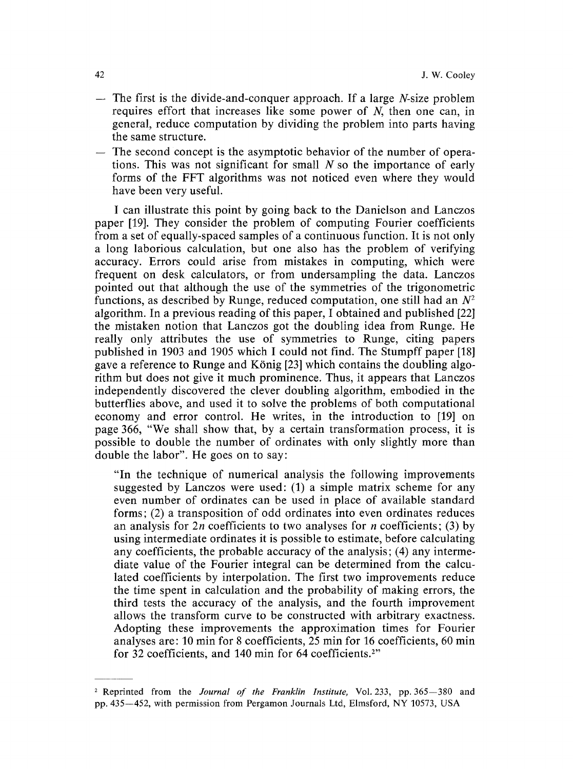- The first is the divide-and-conquer approach. If a large $N$-size problem requires effort that increases like some power of $N$, then one can, in general, reduce computation by dividing the problem into parts having the same structure.
- The second concept is the asymptotic behavior of the number of operations. This was not significant for small $N$ so the importance of early forms of the FFT algorithms was not noticed even where they would have been very useful.

I can illustrate this point by going back to the Danielson and Lanczos paper [19]. They consider the problem of computing Fourier coefficients from a set of equally-spaced samples of a continuous function. It is not only a long laborious calculation, but one also has the problem of verifying accuracy. Errors could arise from mistakes in computing, which were frequent on desk calculators, or from undersampling the data. Lanczos pointed out that although the use of the symmetries of the trigonometric functions, as described by Runge, reduced computation, one still had an $N^2$ algorithm. In a previous reading of this paper, I obtained and published [22] the mistaken notion that Lanczos got the doubling idea from Runge. He really only attributes the use of symmetries to Runge, citing papers published in 1903 and 1905 which I could not find. The Stumpff paper [18] gave a reference to Runge and König [23] which contains the doubling algorithm but does not give it much prominence. Thus, it appears that Lanczos independently discovered the clever doubling algorithm, embodied in the butterflies above, and used it to solve the problems of both computational economy and error control. He writes, in the introduction to [19] on page 366, "We shall show that, by a certain transformation process, it is possible to double the number of ordinates with only slightly more than double the labor". He goes on to say:

> "In the technique of numerical analysis the following improvements suggested by Lanczos were used: (1) a simple matrix scheme for any even number of ordinates can be used in place of available standard forms; (2) a transposition of odd ordinates into even ordinates reduces an analysis for $2n$ coefficients to two analyses for $n$ coefficients; (3) by using intermediate ordinates it is possible to estimate, before calculating any coefficients, the probable accuracy of the analysis; (4) any intermediate value of the Fourier integral can be determined from the calculated coefficients by interpolation. The first two improvements reduce the time spent in calculation and the probability of making errors, the third tests the accuracy of the analysis, and the fourth improvement allows the transform curve to be constructed with arbitrary exactness. Adopting these improvements the approximation times for Fourier analyses are: 10 min for 8 coefficients, 25 min for 16 coefficients, 60 min for 32 coefficients, and 140 min for 64 coefficients.[2]"

---

[2] Reprinted from the *Journal of the Franklin Institute,* Vol. 233, pp. 365—380 and pp. 435—452, with permission from Pergamon Journals Ltd, Elmsford, NY 10573, USA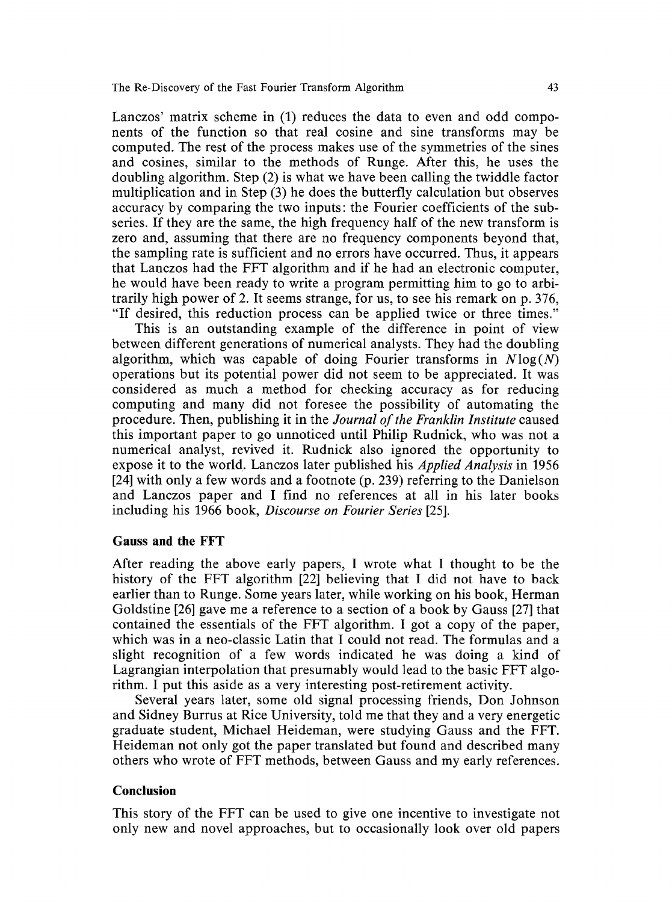Lanczos' matrix scheme in (1) reduces the data to even and odd components of the function so that real cosine and sine transforms may be computed. The rest of the process makes use of the symmetries of the sines and cosines, similar to the methods of Runge. After this, he uses the doubling algorithm. Step (2) is what we have been calling the twiddle factor multiplication and in Step (3) he does the butterfly calculation but observes accuracy by comparing the two inputs: the Fourier coefficients of the sub-series. If they are the same, the high frequency half of the new transform is zero and, assuming that there are no frequency components beyond that, the sampling rate is sufficient and no errors have occurred. Thus, it appears that Lanczos had the FFT algorithm and if he had an electronic computer, he would have been ready to write a program permitting him to go to arbitrarily high power of 2. It seems strange, for us, to see his remark on p. 376, "If desired, this reduction process can be applied twice or three times."

This is an outstanding example of the difference in point of view between different generations of numerical analysts. They had the doubling algorithm, which was capable of doing Fourier transforms in $N\log(N)$ operations but its potential power did not seem to be appreciated. It was considered as much a method for checking accuracy as for reducing computing and many did not foresee the possibility of automating the procedure. Then, publishing it in the *Journal of the Franklin Institute* caused this important paper to go unnoticed until Philip Rudnick, who was not a numerical analyst, revived it. Rudnick also ignored the opportunity to expose it to the world. Lanczos later published his *Applied Analysis* in 1956 [24] with only a few words and a footnote (p. 239) referring to the Danielson and Lanczos paper and I find no references at all in his later books including his 1966 book, *Discourse on Fourier Series* [25].

## Gauss and the FFT

After reading the above early papers, I wrote what I thought to be the history of the FFT algorithm [22] believing that I did not have to back earlier than to Runge. Some years later, while working on his book, Herman Goldstine [26] gave me a reference to a section of a book by Gauss [27] that contained the essentials of the FFT algorithm. I got a copy of the paper, which was in a neo-classic Latin that I could not read. The formulas and a slight recognition of a few words indicated he was doing a kind of Lagrangian interpolation that presumably would lead to the basic FFT algorithm. I put this aside as a very interesting post-retirement activity.

Several years later, some old signal processing friends, Don Johnson and Sidney Burrus at Rice University, told me that they and a very energetic graduate student, Michael Heideman, were studying Gauss and the FFT. Heideman not only got the paper translated but found and described many others who wrote of FFT methods, between Gauss and my early references.

## Conclusion

This story of the FFT can be used to give one incentive to investigate not only new and novel approaches, but to occasionally look over old papers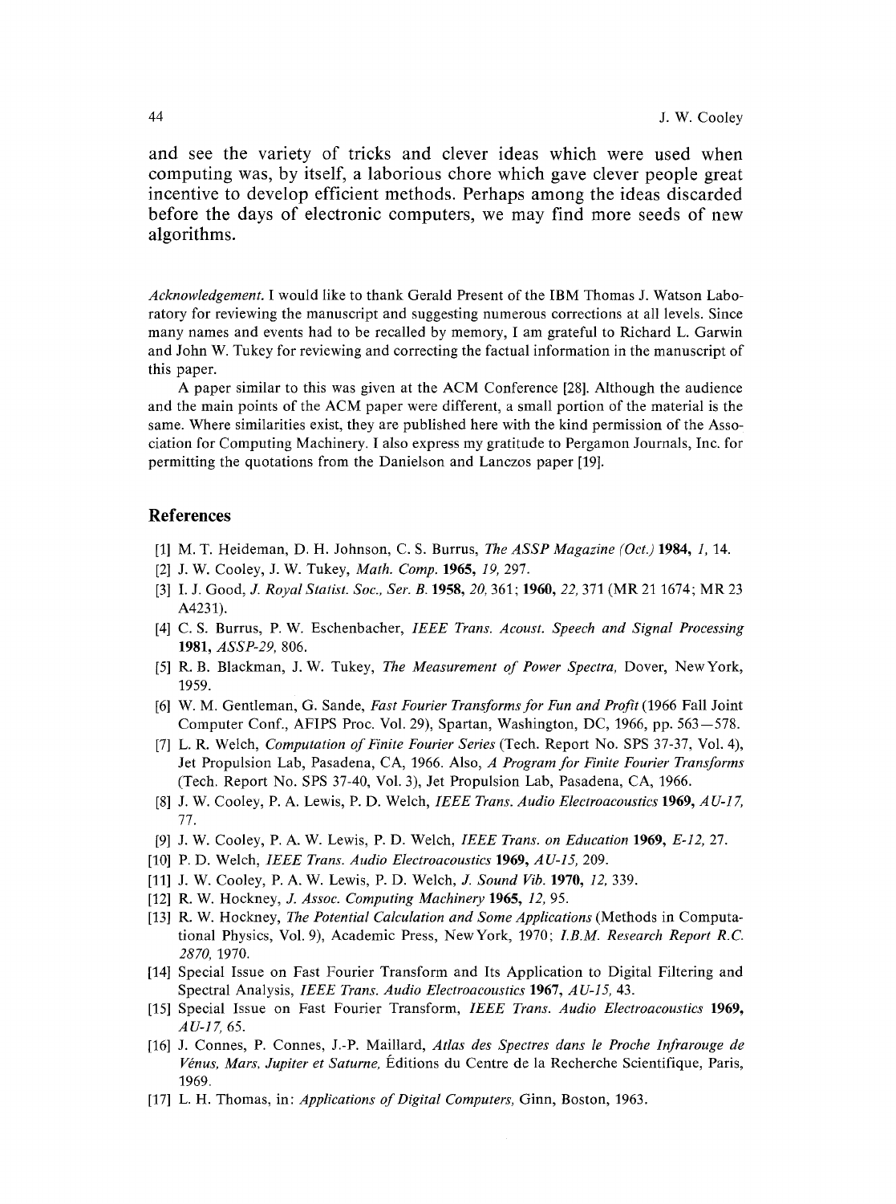and see the variety of tricks and clever ideas which were used when computing was, by itself, a laborious chore which gave clever people great incentive to develop efficient methods. Perhaps among the ideas discarded before the days of electronic computers, we may find more seeds of new algorithms.

*Acknowledgement.* I would like to thank Gerald Present of the IBM Thomas J. Watson Laboratory for reviewing the manuscript and suggesting numerous corrections at all levels. Since many names and events had to be recalled by memory, I am grateful to Richard L. Garwin and John W. Tukey for reviewing and correcting the factual information in the manuscript of this paper.

A paper similar to this was given at the ACM Conference [28]. Although the audience and the main points of the ACM paper were different, a small portion of the material is the same. Where similarities exist, they are published here with the kind permission of the Association for Computing Machinery. I also express my gratitude to Pergamon Journals, Inc. for permitting the quotations from the Danielson and Lanczos paper [19].

## References

[1] M. T. Heideman, D. H. Johnson, C. S. Burrus, *The ASSP Magazine (Oct.)* **1984,** *1,* 14.

[2] J. W. Cooley, J. W. Tukey, *Math. Comp.* **1965,** *19,* 297.

[3] I. J. Good, *J. Royal Statist. Soc., Ser. B.* **1958,** *20,* 361; **1960,** *22,* 371 (MR 21 1674; MR 23 A4231).

[4] C. S. Burrus, P. W. Eschenbacher, *IEEE Trans. Acoust. Speech and Signal Processing* **1981,** *ASSP-29,* 806.

[5] R. B. Blackman, J. W. Tukey, *The Measurement of Power Spectra,* Dover, New York, 1959.

[6] W. M. Gentleman, G. Sande, *Fast Fourier Transforms for Fun and Profit* (1966 Fall Joint Computer Conf., AFIPS Proc. Vol. 29), Spartan, Washington, DC, 1966, pp. 563–578.

[7] L. R. Welch, *Computation of Finite Fourier Series* (Tech. Report No. SPS 37-37, Vol. 4), Jet Propulsion Lab, Pasadena, CA, 1966. Also, *A Program for Finite Fourier Transforms* (Tech. Report No. SPS 37-40, Vol. 3), Jet Propulsion Lab, Pasadena, CA, 1966.

[8] J. W. Cooley, P. A. Lewis, P. D. Welch, *IEEE Trans. Audio Electroacoustics* **1969,** *AU-17,* 77.

[9] J. W. Cooley, P. A. W. Lewis, P. D. Welch, *IEEE Trans. on Education* **1969,** *E-12,* 27.

[10] P. D. Welch, *IEEE Trans. Audio Electroacoustics* **1969,** *AU-15,* 209.

[11] J. W. Cooley, P. A. W. Lewis, P. D. Welch, *J. Sound Vib.* **1970,** *12,* 339.

[12] R. W. Hockney, *J. Assoc. Computing Machinery* **1965,** *12,* 95.

[13] R. W. Hockney, *The Potential Calculation and Some Applications* (Methods in Computational Physics, Vol. 9), Academic Press, New York, 1970; *I.B.M. Research Report R.C. 2870,* 1970.

[14] Special Issue on Fast Fourier Transform and Its Application to Digital Filtering and Spectral Analysis, *IEEE Trans. Audio Electroacoustics* **1967,** *AU-15,* 43.

[15] Special Issue on Fast Fourier Transform, *IEEE Trans. Audio Electroacoustics* **1969,** *AU-17,* 65.

[16] J. Connes, P. Connes, J.-P. Maillard, *Atlas des Spectres dans le Proche Infrarouge de Vénus, Mars, Jupiter et Saturne,* Éditions du Centre de la Recherche Scientifique, Paris, 1969.

[17] L. H. Thomas, in: *Applications of Digital Computers,* Ginn, Boston, 1963.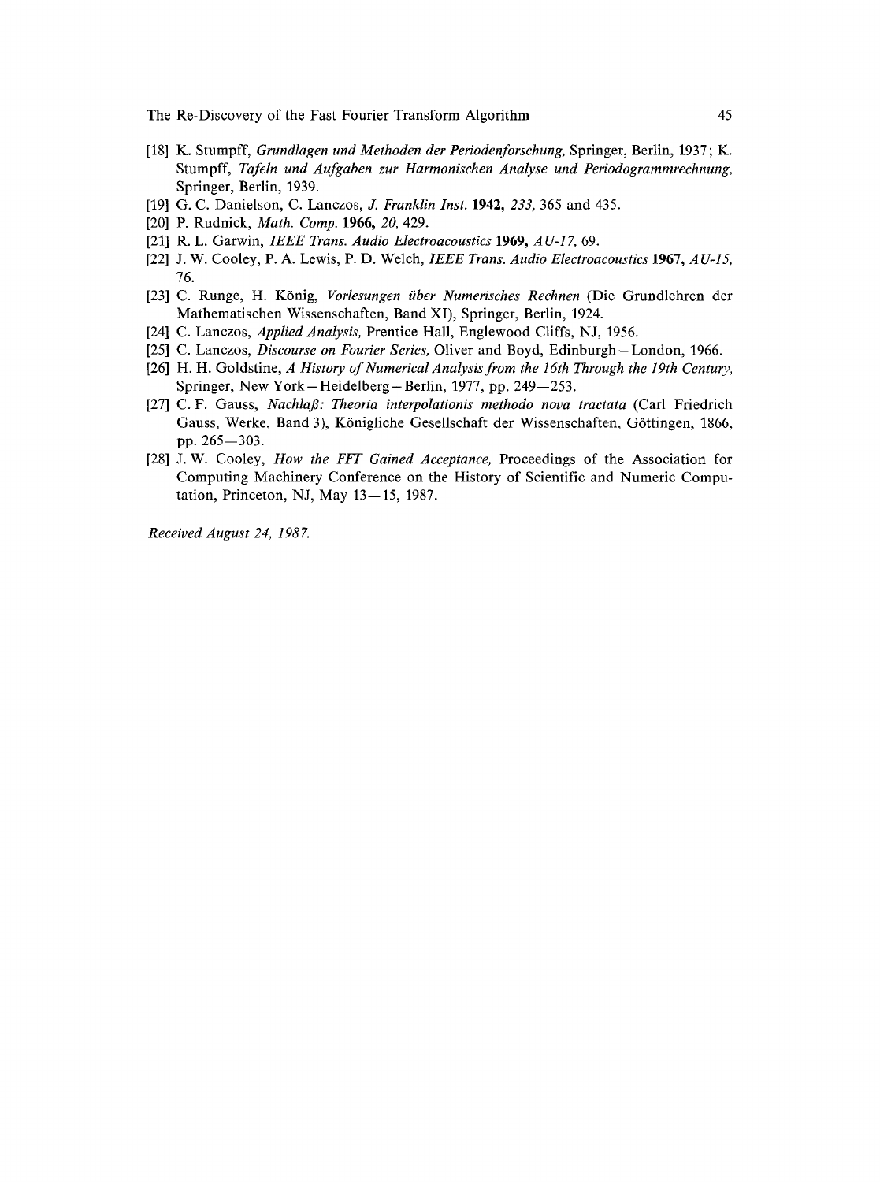[18] K. Stumpff, *Grundlagen und Methoden der Periodenforschung,* Springer, Berlin, 1937; K. Stumpff, *Tafeln und Aufgaben zur Harmonischen Analyse und Periodogrammrechnung,* Springer, Berlin, 1939.

[19] G. C. Danielson, C. Lanczos, *J. Franklin Inst.* **1942,** *233,* 365 and 435.

[20] P. Rudnick, *Math. Comp.* **1966,** *20,* 429.

[21] R. L. Garwin, *IEEE Trans. Audio Electroacoustics* **1969,** *AU-17,* 69.

[22] J. W. Cooley, P. A. Lewis, P. D. Welch, *IEEE Trans. Audio Electroacoustics* **1967,** *AU-15,* 76.

[23] C. Runge, H. König, *Vorlesungen über Numerisches Rechnen* (Die Grundlehren der Mathematischen Wissenschaften, Band XI), Springer, Berlin, 1924.

[24] C. Lanczos, *Applied Analysis,* Prentice Hall, Englewood Cliffs, NJ, 1956.

[25] C. Lanczos, *Discourse on Fourier Series,* Oliver and Boyd, Edinburgh – London, 1966.

[26] H. H. Goldstine, *A History of Numerical Analysis from the 16th Through the 19th Century,* Springer, New York – Heidelberg – Berlin, 1977, pp. 249–253.

[27] C. F. Gauss, *Nachlaß: Theoria interpolationis methodo nova tractata* (Carl Friedrich Gauss, Werke, Band 3), Königliche Gesellschaft der Wissenschaften, Göttingen, 1866, pp. 265–303.

[28] J. W. Cooley, *How the FFT Gained Acceptance,* Proceedings of the Association for Computing Machinery Conference on the History of Scientific and Numeric Computation, Princeton, NJ, May 13–15, 1987.

*Received August 24, 1987.*